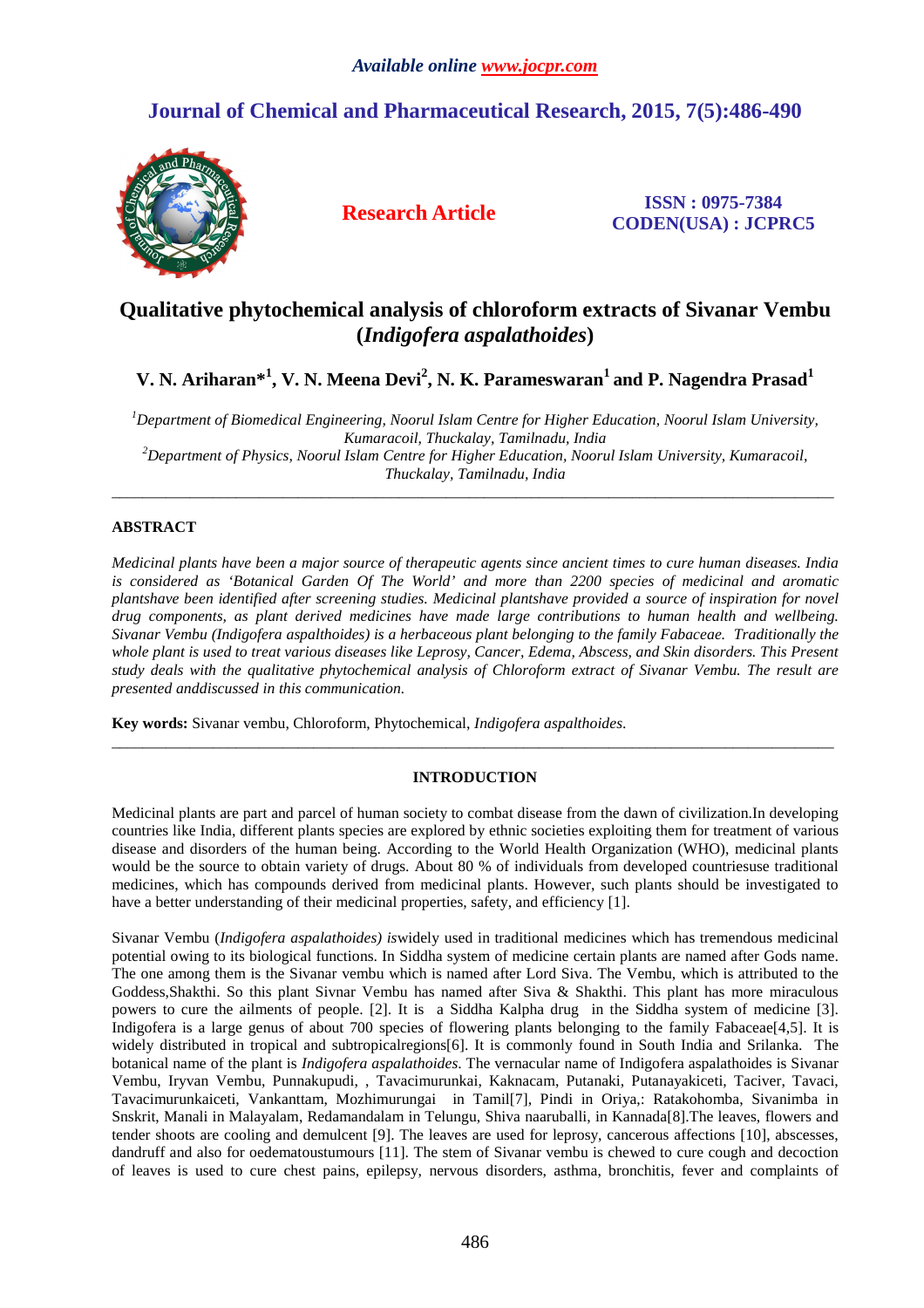*Available online www.jocpr.com*

## Journal of Chemical and Pharmaceutical Research, 2015, 7(5):486-490

**Research Article**

**ISSN : 0975-7384**
**CODEN(USA) : JCPRC5**

# Qualitative phytochemical analysis of chloroform extracts of Sivanar Vembu (*Indigofera aspalathoides*)

**V. N. Ariharan*[1], V. N. Meena Devi[2], N. K. Parameswaran[1] and P. Nagendra Prasad[1]**

*[1]Department of Biomedical Engineering, Noorul Islam Centre for Higher Education, Noorul Islam University, Kumaracoil, Thuckalay, Tamilnadu, India*
*[2]Department of Physics, Noorul Islam Centre for Higher Education, Noorul Islam University, Kumaracoil, Thuckalay, Tamilnadu, India*

---

**ABSTRACT**

*Medicinal plants have been a major source of therapeutic agents since ancient times to cure human diseases. India is considered as 'Botanical Garden Of The World' and more than 2200 species of medicinal and aromatic plantshave been identified after screening studies. Medicinal plantshave provided a source of inspiration for novel drug components, as plant derived medicines have made large contributions to human health and wellbeing. Sivanar Vembu (Indigofera aspalthoides) is a herbaceous plant belonging to the family Fabaceae. Traditionally the whole plant is used to treat various diseases like Leprosy, Cancer, Edema, Abscess, and Skin disorders. This Present study deals with the qualitative phytochemical analysis of Chloroform extract of Sivanar Vembu. The result are presented anddiscussed in this communication.*

**Key words:** Sivanar vembu, Chloroform, Phytochemical, *Indigofera aspalthoides*.

---

## INTRODUCTION

Medicinal plants are part and parcel of human society to combat disease from the dawn of civilization.In developing countries like India, different plants species are explored by ethnic societies exploiting them for treatment of various disease and disorders of the human being. According to the World Health Organization (WHO), medicinal plants would be the source to obtain variety of drugs. About 80 % of individuals from developed countriesuse traditional medicines, which has compounds derived from medicinal plants. However, such plants should be investigated to have a better understanding of their medicinal properties, safety, and efficiency [1].

Sivanar Vembu (*Indigofera aspalathoides) is*widely used in traditional medicines which has tremendous medicinal potential owing to its biological functions. In Siddha system of medicine certain plants are named after Gods name. The one among them is the Sivanar vembu which is named after Lord Siva. The Vembu, which is attributed to the Goddess,Shakthi. So this plant Sivnar Vembu has named after Siva & Shakthi. This plant has more miraculous powers to cure the ailments of people. [2]. It is a Siddha Kalpha drug in the Siddha system of medicine [3]. Indigofera is a large genus of about 700 species of flowering plants belonging to the family Fabaceae[4,5]. It is widely distributed in tropical and subtropicalregions[6]. It is commonly found in South India and Srilanka. The botanical name of the plant is *Indigofera aspalathoides*. The vernacular name of Indigofera aspalathoides is Sivanar Vembu, Iryvan Vembu, Punnakupudi, , Tavacimurunkai, Kaknacam, Putanaki, Putanayakiceti, Taciver, Tavaci, Tavacimurunkaiceti, Vankanttam, Mozhimurungai in Tamil[7], Pindi in Oriya,: Ratakohomba, Sivanimba in Snskrit, Manali in Malayalam, Redamandalam in Telungu, Shiva naaruballi, in Kannada[8].The leaves, flowers and tender shoots are cooling and demulcent [9]. The leaves are used for leprosy, cancerous affections [10], abscesses, dandruff and also for oedematoustumours [11]. The stem of Sivanar vembu is chewed to cure cough and decoction of leaves is used to cure chest pains, epilepsy, nervous disorders, asthma, bronchitis, fever and complaints of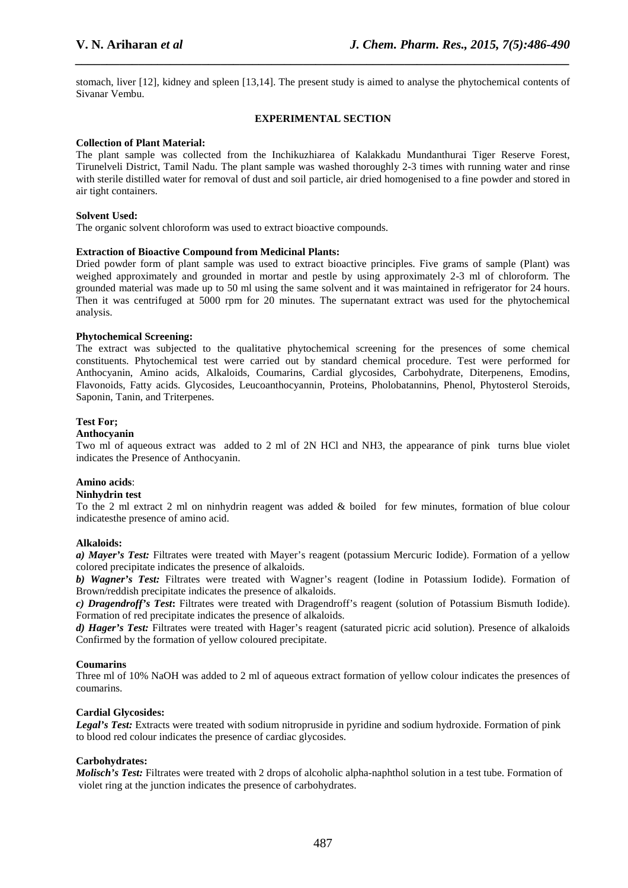stomach, liver [12], kidney and spleen [13,14]. The present study is aimed to analyse the phytochemical contents of Sivanar Vembu.

## EXPERIMENTAL SECTION

**Collection of Plant Material:**
The plant sample was collected from the Inchikuzhiarea of Kalakkadu Mundanthurai Tiger Reserve Forest, Tirunelveli District, Tamil Nadu. The plant sample was washed thoroughly 2-3 times with running water and rinse with sterile distilled water for removal of dust and soil particle, air dried homogenised to a fine powder and stored in air tight containers.

**Solvent Used:**
The organic solvent chloroform was used to extract bioactive compounds.

**Extraction of Bioactive Compound from Medicinal Plants:**
Dried powder form of plant sample was used to extract bioactive principles. Five grams of sample (Plant) was weighed approximately and grounded in mortar and pestle by using approximately 2-3 ml of chloroform. The grounded material was made up to 50 ml using the same solvent and it was maintained in refrigerator for 24 hours. Then it was centrifuged at 5000 rpm for 20 minutes. The supernatant extract was used for the phytochemical analysis.

**Phytochemical Screening:**
The extract was subjected to the qualitative phytochemical screening for the presences of some chemical constituents. Phytochemical test were carried out by standard chemical procedure. Test were performed for Anthocyanin, Amino acids, Alkaloids, Coumarins, Cardial glycosides, Carbohydrate, Diterpenens, Emodins, Flavonoids, Fatty acids. Glycosides, Leucoanthocyannin, Proteins, Pholobatannins, Phenol, Phytosterol Steroids, Saponin, Tanin, and Triterpenes.

**Test For;**

**Anthocyanin**
Two ml of aqueous extract was added to 2 ml of 2N HCl and $NH_3$, the appearance of pink turns blue violet indicates the Presence of Anthocyanin.

**Amino acids**:
**Ninhydrin test**
To the 2 ml extract 2 ml on ninhydrin reagent was added & boiled for few minutes, formation of blue colour indicatesthe presence of amino acid.

**Alkaloids:**
***a) Mayer's Test:*** Filtrates were treated with Mayer's reagent (potassium Mercuric Iodide). Formation of a yellow colored precipitate indicates the presence of alkaloids.
***b) Wagner's Test:*** Filtrates were treated with Wagner's reagent (Iodine in Potassium Iodide). Formation of Brown/reddish precipitate indicates the presence of alkaloids.
***c) Dragendroff's Test*:** Filtrates were treated with Dragendroff's reagent (solution of Potassium Bismuth Iodide). Formation of red precipitate indicates the presence of alkaloids.
***d) Hager's Test:*** Filtrates were treated with Hager's reagent (saturated picric acid solution). Presence of alkaloids Confirmed by the formation of yellow coloured precipitate.

**Coumarins**
Three ml of 10% NaOH was added to 2 ml of aqueous extract formation of yellow colour indicates the presences of coumarins.

**Cardial Glycosides:**
***Legal's Test:*** Extracts were treated with sodium nitropruside in pyridine and sodium hydroxide. Formation of pink to blood red colour indicates the presence of cardiac glycosides.

**Carbohydrates:**
***Molisch's Test:*** Filtrates were treated with 2 drops of alcoholic alpha-naphthol solution in a test tube. Formation of violet ring at the junction indicates the presence of carbohydrates.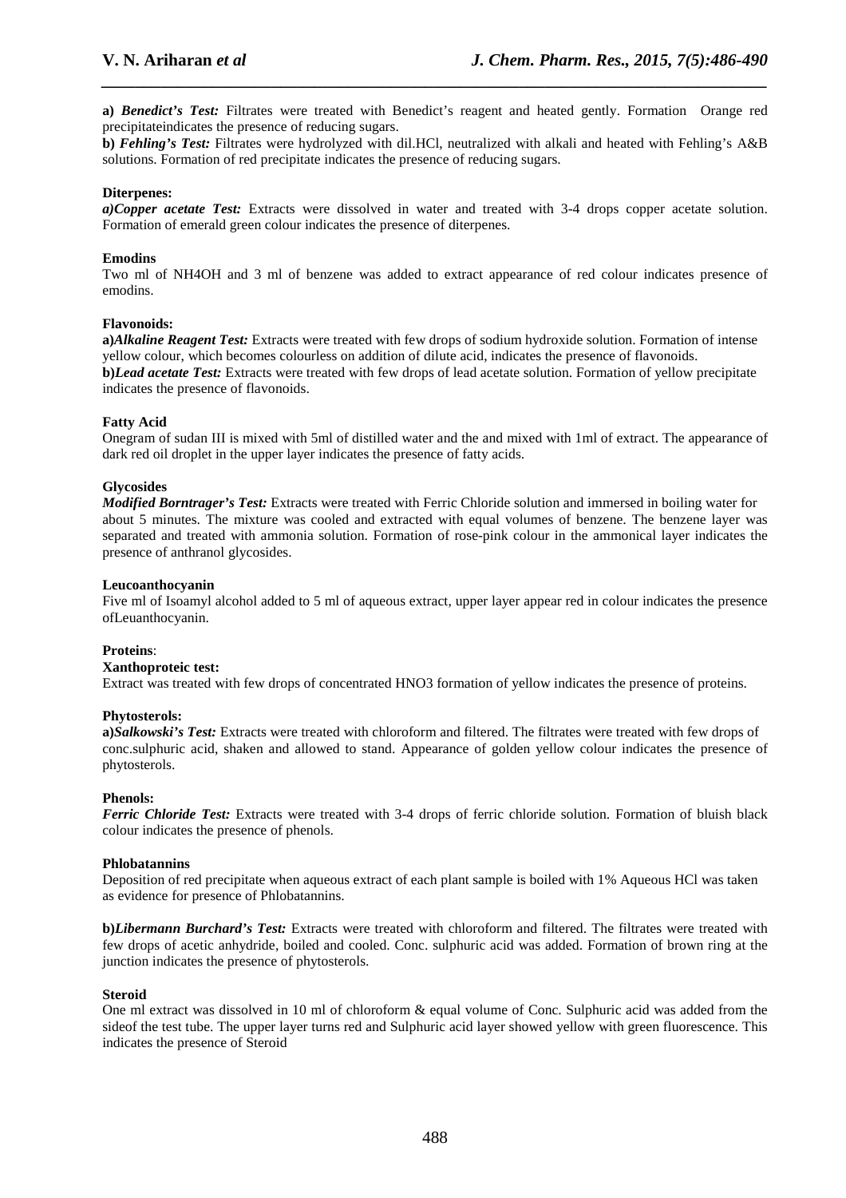**a)** ***Benedict's Test:*** Filtrates were treated with Benedict's reagent and heated gently. Formation Orange red precipitateindicates the presence of reducing sugars.
**b)** ***Fehling's Test:*** Filtrates were hydrolyzed with dil.HCl, neutralized with alkali and heated with Fehling's A&B solutions. Formation of red precipitate indicates the presence of reducing sugars.

**Diterpenes:**
***a)Copper acetate Test:*** Extracts were dissolved in water and treated with 3-4 drops copper acetate solution. Formation of emerald green colour indicates the presence of diterpenes.

**Emodins**
Two ml of $NH_4OH$ and 3 ml of benzene was added to extract appearance of red colour indicates presence of emodins.

**Flavonoids:**
**a)*****Alkaline Reagent Test:*** Extracts were treated with few drops of sodium hydroxide solution. Formation of intense yellow colour, which becomes colourless on addition of dilute acid, indicates the presence of flavonoids.
**b)*****Lead acetate Test:*** Extracts were treated with few drops of lead acetate solution. Formation of yellow precipitate indicates the presence of flavonoids.

**Fatty Acid**
Onegram of sudan III is mixed with 5ml of distilled water and the and mixed with 1ml of extract. The appearance of dark red oil droplet in the upper layer indicates the presence of fatty acids.

**Glycosides**
***Modified Borntrager's Test:*** Extracts were treated with Ferric Chloride solution and immersed in boiling water for about 5 minutes. The mixture was cooled and extracted with equal volumes of benzene. The benzene layer was separated and treated with ammonia solution. Formation of rose-pink colour in the ammonical layer indicates the presence of anthranol glycosides.

**Leucoanthocyanin**
Five ml of Isoamyl alcohol added to 5 ml of aqueous extract, upper layer appear red in colour indicates the presence ofLeuanthocyanin.

**Proteins**:
**Xanthoproteic test:**
Extract was treated with few drops of concentrated $HNO_3$ formation of yellow indicates the presence of proteins.

**Phytosterols:**
**a)*****Salkowski's Test:*** Extracts were treated with chloroform and filtered. The filtrates were treated with few drops of conc.sulphuric acid, shaken and allowed to stand. Appearance of golden yellow colour indicates the presence of phytosterols.

**Phenols:**
***Ferric Chloride Test:*** Extracts were treated with 3-4 drops of ferric chloride solution. Formation of bluish black colour indicates the presence of phenols.

**Phlobatannins**
Deposition of red precipitate when aqueous extract of each plant sample is boiled with 1% Aqueous HCl was taken as evidence for presence of Phlobatannins.

**b)*****Libermann Burchard's Test:*** Extracts were treated with chloroform and filtered. The filtrates were treated with few drops of acetic anhydride, boiled and cooled. Conc. sulphuric acid was added. Formation of brown ring at the junction indicates the presence of phytosterols.

**Steroid**
One ml extract was dissolved in 10 ml of chloroform & equal volume of Conc. Sulphuric acid was added from the sideof the test tube. The upper layer turns red and Sulphuric acid layer showed yellow with green fluorescence. This indicates the presence of Steroid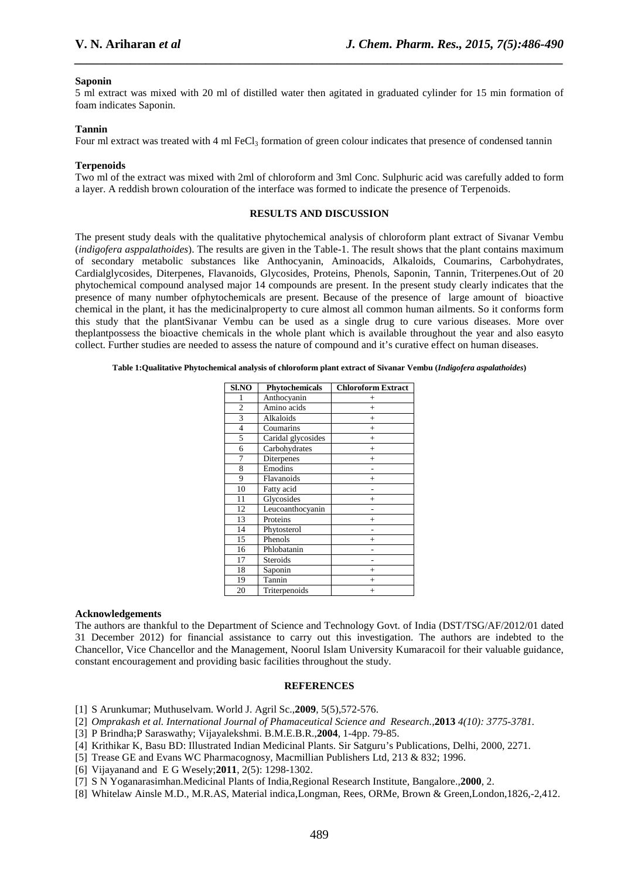**Saponin**

5 ml extract was mixed with 20 ml of distilled water then agitated in graduated cylinder for 15 min formation of foam indicates Saponin.

**Tannin**

Four ml extract was treated with 4 ml $FeCl_3$ formation of green colour indicates that presence of condensed tannin

**Terpenoids**

Two ml of the extract was mixed with 2ml of chloroform and 3ml Conc. Sulphuric acid was carefully added to form a layer. A reddish brown colouration of the interface was formed to indicate the presence of Terpenoids.

## RESULTS AND DISCUSSION

The present study deals with the qualitative phytochemical analysis of chloroform plant extract of Sivanar Vembu (*indigofera asppalathoides*). The results are given in the Table-1. The result shows that the plant contains maximum of secondary metabolic substances like Anthocyanin, Aminoacids, Alkaloids, Coumarins, Carbohydrates, Cardialglycosides, Diterpenes, Flavanoids, Glycosides, Proteins, Phenols, Saponin, Tannin, Triterpenes.Out of 20 phytochemical compound analysed major 14 compounds are present. In the present study clearly indicates that the presence of many number ofphytochemicals are present. Because of the presence of large amount of bioactive chemical in the plant, it has the medicinalproperty to cure almost all common human ailments. So it conforms form this study that the plantSivanar Vembu can be used as a single drug to cure various diseases. More over theplantpossess the bioactive chemicals in the whole plant which is available throughout the year and also easyto collect. Further studies are needed to assess the nature of compound and it's curative effect on human diseases.

**Table 1:Qualitative Phytochemical analysis of chloroform plant extract of Sivanar Vembu (*Indigofera aspalathoides*)**

| Sl.NO | Phytochemicals | Chloroform Extract |
|---|---|---|
| 1 | Anthocyanin | + |
| 2 | Amino acids | + |
| 3 | Alkaloids | + |
| 4 | Coumarins | + |
| 5 | Caridal glycosides | + |
| 6 | Carbohydrates | + |
| 7 | Diterpenes | + |
| 8 | Emodins | - |
| 9 | Flavanoids | + |
| 10 | Fatty acid | - |
| 11 | Glycosides | + |
| 12 | Leucoanthocyanin | - |
| 13 | Proteins | + |
| 14 | Phytosterol | - |
| 15 | Phenols | + |
| 16 | Phlobatanin | - |
| 17 | Steroids | - |
| 18 | Saponin | + |
| 19 | Tannin | + |
| 20 | Triterpenoids | + |

**Acknowledgements**

The authors are thankful to the Department of Science and Technology Govt. of India (DST/TSG/AF/2012/01 dated 31 December 2012) for financial assistance to carry out this investigation. The authors are indebted to the Chancellor, Vice Chancellor and the Management, Noorul Islam University Kumaracoil for their valuable guidance, constant encouragement and providing basic facilities throughout the study.

## REFERENCES

[1] S Arunkumar; Muthuselvam. World J. Agril Sc.,**2009**, 5(5),572-576.

[2] *Omprakash et al. International Journal of Phamaceutical Science and Research.,***2013** *4(10): 3775-3781.*

[3] P Brindha;P Saraswathy; Vijayalekshmi. B.M.E.B.R.,**2004**, 1-4pp. 79-85.

[4] Krithikar K, Basu BD: Illustrated Indian Medicinal Plants. Sir Satguru's Publications, Delhi, 2000, 2271.

[5] Trease GE and Evans WC Pharmacognosy, Macmillian Publishers Ltd, 213 & 832; 1996.

[6] Vijayanand and E G Wesely;**2011**, 2(5): 1298-1302.

[7] S N Yoganarasimhan.Medicinal Plants of India,Regional Research Institute, Bangalore.,**2000**, 2.

[8] Whitelaw Ainsle M.D., M.R.AS, Material indica,Longman, Rees, ORMe, Brown & Green,London,1826,-2,412.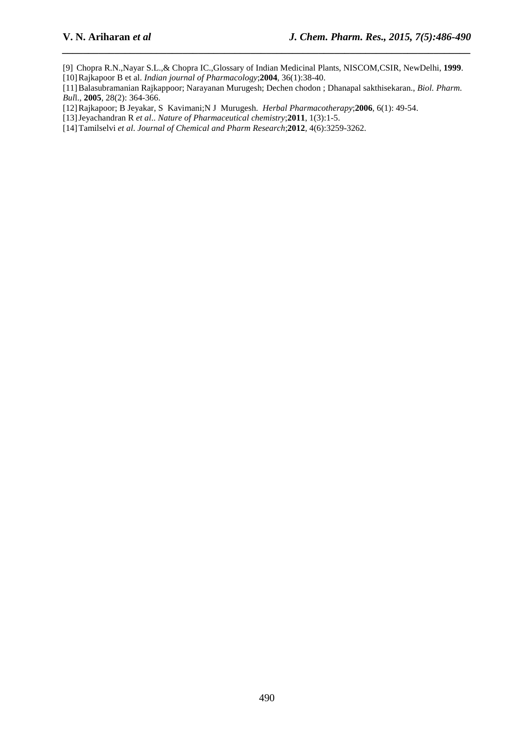[9] Chopra R.N.,Nayar S.L.,& Chopra IC.,Glossary of Indian Medicinal Plants, NISCOM,CSIR, NewDelhi, **1999**.

[10] Rajkapoor B et al. *Indian journal of Pharmacology*;**2004**, 36(1):38-40.

[11] Balasubramanian Rajkappoor; Narayanan Murugesh; Dechen chodon ; Dhanapal sakthisekaran., *Biol. Pharm. Bul*l., **2005**, 28(2): 364-366.

[12] Rajkapoor; B Jeyakar, S Kavimani;N J Murugesh. *Herbal Pharmacotherapy*;**2006**, 6(1): 49-54.

[13] Jeyachandran R *et al*.. *Nature of Pharmaceutical chemistry*;**2011**, 1(3):1-5.

[14] Tamilselvi *et al*. *Journal of Chemical and Pharm Research*;**2012**, 4(6):3259-3262.